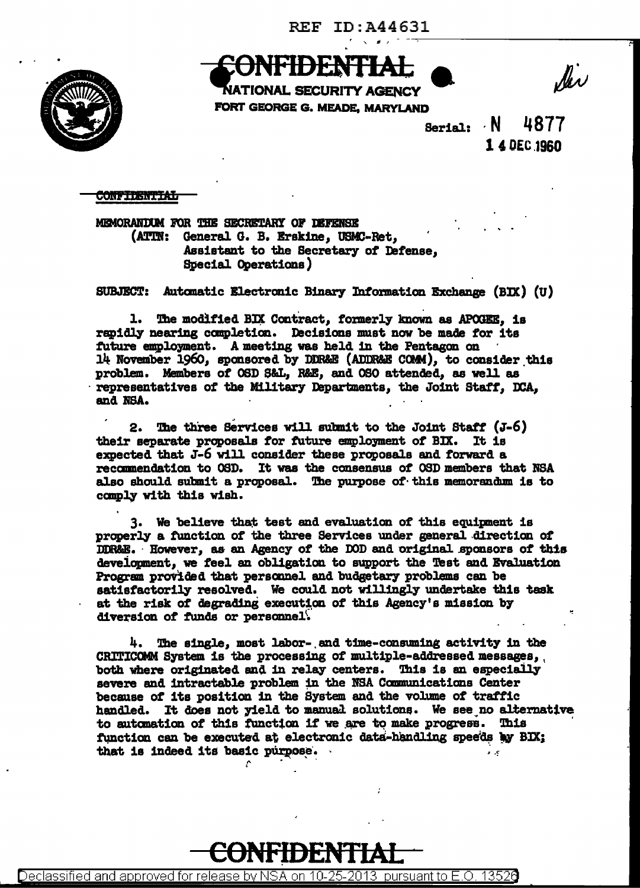REF ID:A44631

**CONFIDENTIAL**

NATIONAL SECURITY AGENCY
FORT GEORGE G. MEADE, MARYLAND

Serial: N 4877
14 DEC 1960

CONFIDENTIAL

MEMORANDUM FOR THE SECRETARY OF DEFENSE
(ATTN: General G. B. Erskine, USMC-Ret,
Assistant to the Secretary of Defense,
Special Operations)

SUBJECT: Automatic Electronic Binary Information Exchange (BIX) (U)

1. The modified BIX Contract, formerly known as APOGEE, is rapidly nearing completion. Decisions must now be made for its future employment. A meeting was held in the Pentagon on 14 November 1960, sponsored by DDR&E (ADDR&E COMM), to consider this problem. Members of OSD S&L, R&E, and OSO attended, as well as representatives of the Military Departments, the Joint Staff, DCA, and NSA.

2. The three Services will submit to the Joint Staff (J-6) their separate proposals for future employment of BIX. It is expected that J-6 will consider these proposals and forward a recommendation to OSD. It was the consensus of OSD members that NSA also should submit a proposal. The purpose of this memorandum is to comply with this wish.

3. We believe that test and evaluation of this equipment is properly a function of the three Services under general direction of DDR&E. However, as an Agency of the DOD and original sponsors of this development, we feel an obligation to support the Test and Evaluation Program provided that personnel and budgetary problems can be satisfactorily resolved. We could not willingly undertake this task at the risk of degrading execution of this Agency's mission by diversion of funds or personnel.

4. The single, most labor- and time-consuming activity in the CRITICOMM System is the processing of multiple-addressed messages, both where originated and in relay centers. This is an especially severe and intractable problem in the NSA Communications Center because of its position in the System and the volume of traffic handled. It does not yield to manual solutions. We see no alternative to automation of this function if we are to make progress. This function can be executed at electronic data-handling speeds by BIX; that is indeed its basic purpose.

**CONFIDENTIAL**

Declassified and approved for release by NSA on 10-25-2013 pursuant to E.O. 13526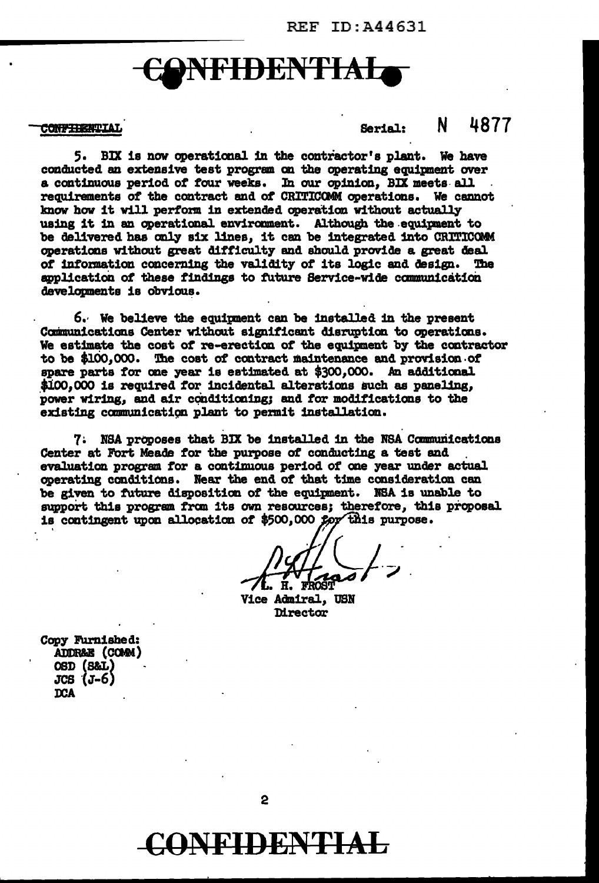CONFIDENTIAL

Serial: N 4877

5. BIX is now operational in the contractor's plant. We have conducted an extensive test program on the operating equipment over a continuous period of four weeks. In our opinion, BIX meets all requirements of the contract and of CRITICOMM operations. We cannot know how it will perform in extended operation without actually using it in an operational environment. Although the equipment to be delivered has only six lines, it can be integrated into CRITICOMM operations without great difficulty and should provide a great deal of information concerning the validity of its logic and design. The application of these findings to future Service-wide communication developments is obvious.

6. We believe the equipment can be installed in the present Communications Center without significant disruption to operations. We estimate the cost of re-erection of the equipment by the contractor to be $100,000. The cost of contract maintenance and provision of spare parts for one year is estimated at $300,000. An additional $100,000 is required for incidental alterations such as paneling, power wiring, and air conditioning; and for modifications to the existing communication plant to permit installation.

7. NSA proposes that BIX be installed in the NSA Communications Center at Fort Meade for the purpose of conducting a test and evaluation program for a continuous period of one year under actual operating conditions. Near the end of that time consideration can be given to future disposition of the equipment. NSA is unable to support this program from its own resources; therefore, this proposal is contingent upon allocation of $500,000 for this purpose.

L. H. FROST
Vice Admiral, USN
Director

Copy Furnished:
ADDR&E (COMM)
OSD (S&L)
JCS (J-6)
DCA

CONFIDENTIAL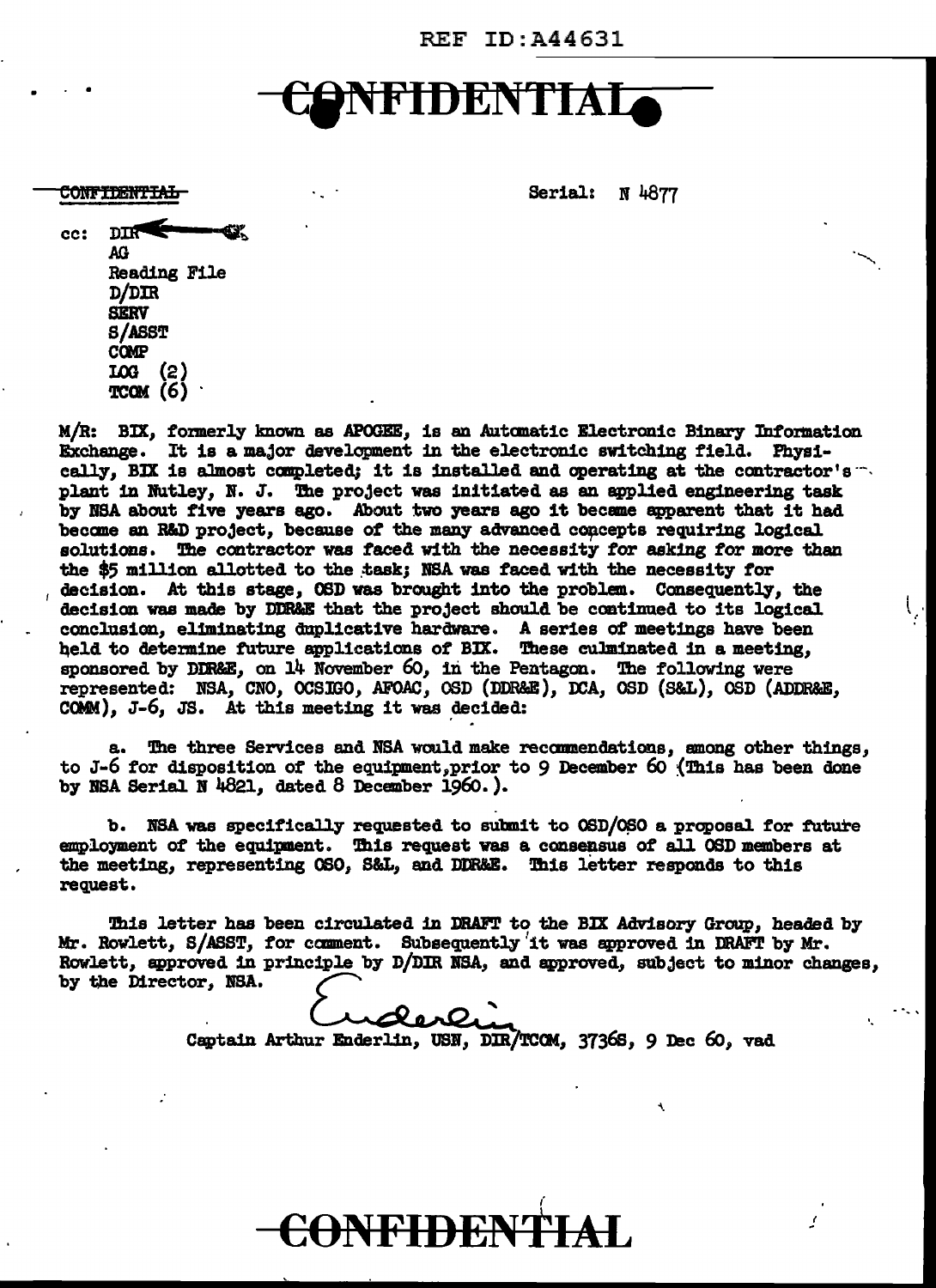REF ID:A44631

# CONFIDENTIAL

CONFIDENTIAL

Serial: N 4877

cc: DIR
AG
Reading File
D/DIR
SERV
S/ASST
COMP
LOG (2)
TCOM (6)

M/R: BIX, formerly known as APOGEE, is an Automatic Electronic Binary Information Exchange. It is a major development in the electronic switching field. Physically, BIX is almost completed; it is installed and operating at the contractor's plant in Nutley, N. J. The project was initiated as an applied engineering task by NSA about five years ago. About two years ago it became apparent that it had become an R&D project, because of the many advanced concepts requiring logical solutions. The contractor was faced with the necessity for asking for more than the $5 million allotted to the task; NSA was faced with the necessity for decision. At this stage, OSD was brought into the problem. Consequently, the decision was made by DDR&E that the project should be continued to its logical conclusion, eliminating duplicative hardware. A series of meetings have been held to determine future applications of BIX. These culminated in a meeting, sponsored by DDR&E, on 14 November 60, in the Pentagon. The following were represented: NSA, CNO, OCSIGO, AFOAC, OSD (DDR&E), DCA, OSD (S&L), OSD (ADDR&E, COMM), J-6, JS. At this meeting it was decided:

a. The three Services and NSA would make recommendations, among other things, to J-6 for disposition of the equipment, prior to 9 December 60 (This has been done by NSA Serial N 4821, dated 8 December 1960.).

b. NSA was specifically requested to submit to OSD/OSO a proposal for future employment of the equipment. This request was a consensus of all OSD members at the meeting, representing OSO, S&L, and DDR&E. This letter responds to this request.

This letter has been circulated in DRAFT to the BIX Advisory Group, headed by Mr. Rowlett, S/ASST, for comment. Subsequently it was approved in DRAFT by Mr. Rowlett, approved in principle by D/DIR NSA, and approved, subject to minor changes, by the Director, NSA.

Enderlin

Captain Arthur Enderlin, USN, DIR/TCOM, 3736S, 9 Dec 60, vad

# CONFIDENTIAL